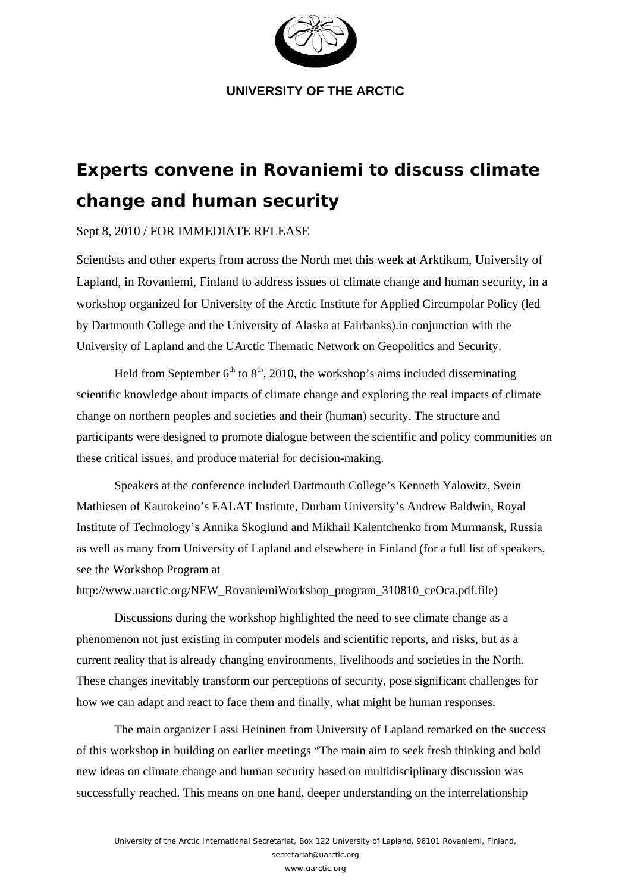**UNIVERSITY OF THE ARCTIC**

# Experts convene in Rovaniemi to discuss climate change and human security

Sept 8, 2010 / FOR IMMEDIATE RELEASE

Scientists and other experts from across the North met this week at Arktikum, University of Lapland, in Rovaniemi, Finland to address issues of climate change and human security, in a workshop organized for University of the Arctic Institute for Applied Circumpolar Policy (led by Dartmouth College and the University of Alaska at Fairbanks).in conjunction with the University of Lapland and the UArctic Thematic Network on Geopolitics and Security.

Held from September 6th to 8th, 2010, the workshop's aims included disseminating scientific knowledge about impacts of climate change and exploring the real impacts of climate change on northern peoples and societies and their (human) security. The structure and participants were designed to promote dialogue between the scientific and policy communities on these critical issues, and produce material for decision-making.

Speakers at the conference included Dartmouth College's Kenneth Yalowitz, Svein Mathiesen of Kautokeino's EALAT Institute, Durham University's Andrew Baldwin, Royal Institute of Technology's Annika Skoglund and Mikhail Kalentchenko from Murmansk, Russia as well as many from University of Lapland and elsewhere in Finland (for a full list of speakers, see the Workshop Program at http://www.uarctic.org/NEW_RovaniemiWorkshop_program_310810_ceOca.pdf.file)

Discussions during the workshop highlighted the need to see climate change as a phenomenon not just existing in computer models and scientific reports, and risks, but as a current reality that is already changing environments, livelihoods and societies in the North. These changes inevitably transform our perceptions of security, pose significant challenges for how we can adapt and react to face them and finally, what might be human responses.

The main organizer Lassi Heininen from University of Lapland remarked on the success of this workshop in building on earlier meetings "The main aim to seek fresh thinking and bold new ideas on climate change and human security based on multidisciplinary discussion was successfully reached. This means on one hand, deeper understanding on the interrelationship

University of the Arctic International Secretariat, Box 122 University of Lapland, 96101 Rovaniemi, Finland, secretariat@uarctic.org
www.uarctic.org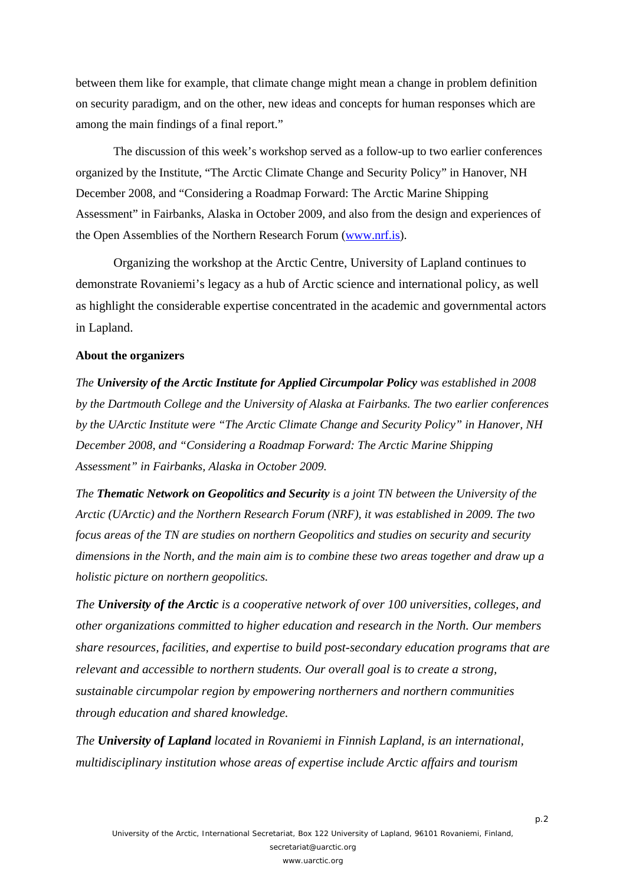between them like for example, that climate change might mean a change in problem definition on security paradigm, and on the other, new ideas and concepts for human responses which are among the main findings of a final report."

The discussion of this week's workshop served as a follow-up to two earlier conferences organized by the Institute, "The Arctic Climate Change and Security Policy" in Hanover, NH December 2008, and "Considering a Roadmap Forward: The Arctic Marine Shipping Assessment" in Fairbanks, Alaska in October 2009, and also from the design and experiences of the Open Assemblies of the Northern Research Forum (www.nrf.is).

Organizing the workshop at the Arctic Centre, University of Lapland continues to demonstrate Rovaniemi's legacy as a hub of Arctic science and international policy, as well as highlight the considerable expertise concentrated in the academic and governmental actors in Lapland.

**About the organizers**

*The **University of the Arctic Institute for Applied Circumpolar Policy** was established in 2008 by the Dartmouth College and the University of Alaska at Fairbanks. The two earlier conferences by the UArctic Institute were "The Arctic Climate Change and Security Policy" in Hanover, NH December 2008, and "Considering a Roadmap Forward: The Arctic Marine Shipping Assessment" in Fairbanks, Alaska in October 2009.*

*The **Thematic Network on Geopolitics and Security** is a joint TN between the University of the Arctic (UArctic) and the Northern Research Forum (NRF), it was established in 2009. The two focus areas of the TN are studies on northern Geopolitics and studies on security and security dimensions in the North, and the main aim is to combine these two areas together and draw up a holistic picture on northern geopolitics.*

*The **University of the Arctic** is a cooperative network of over 100 universities, colleges, and other organizations committed to higher education and research in the North. Our members share resources, facilities, and expertise to build post-secondary education programs that are relevant and accessible to northern students. Our overall goal is to create a strong, sustainable circumpolar region by empowering northerners and northern communities through education and shared knowledge.*

*The **University of Lapland** located in Rovaniemi in Finnish Lapland, is an international, multidisciplinary institution whose areas of expertise include Arctic affairs and tourism*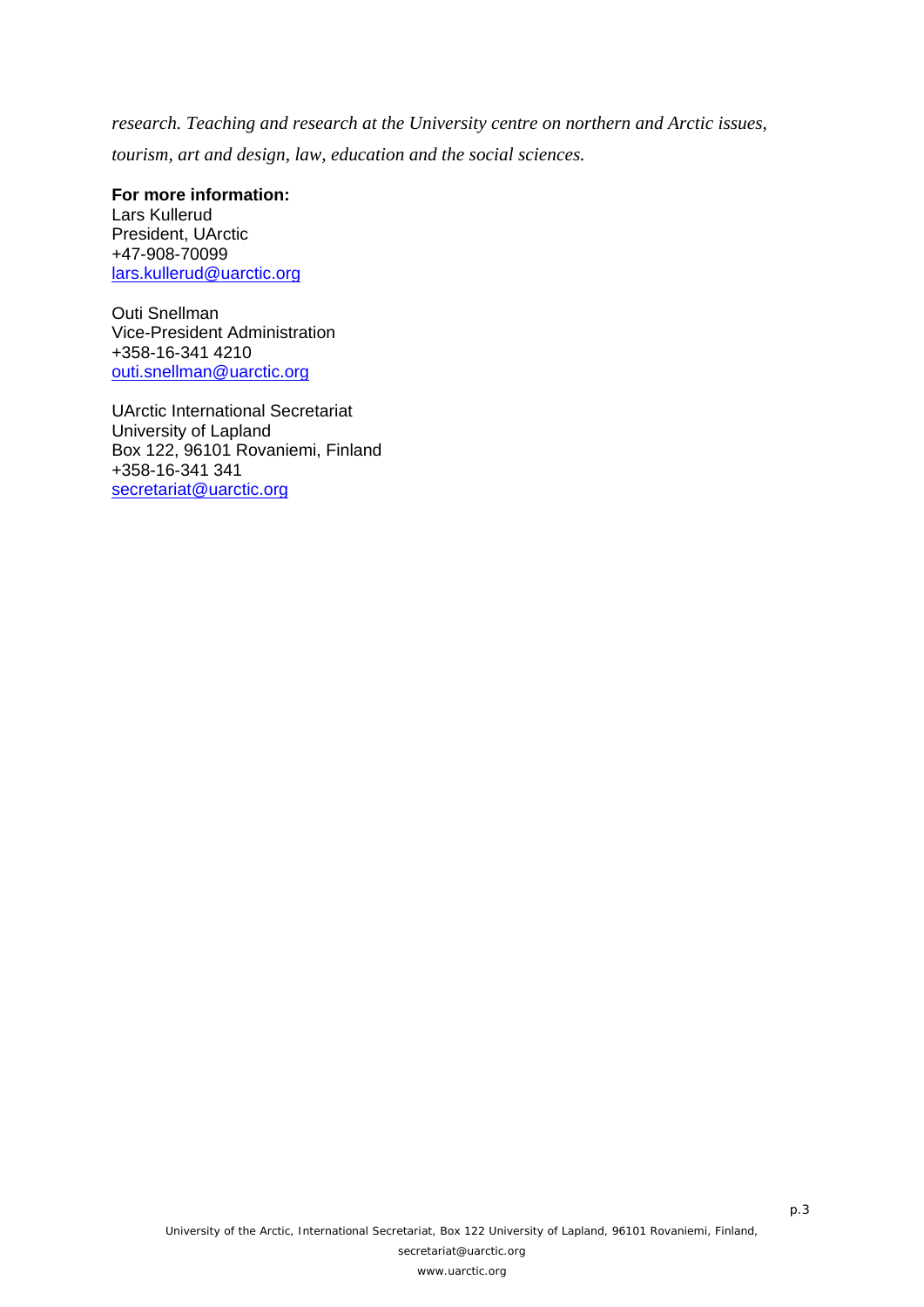*research. Teaching and research at the University centre on northern and Arctic issues, tourism, art and design, law, education and the social sciences.*

**For more information:**
Lars Kullerud
President, UArctic
+47-908-70099
lars.kullerud@uarctic.org

Outi Snellman
Vice-President Administration
+358-16-341 4210
outi.snellman@uarctic.org

UArctic International Secretariat
University of Lapland
Box 122, 96101 Rovaniemi, Finland
+358-16-341 341
secretariat@uarctic.org